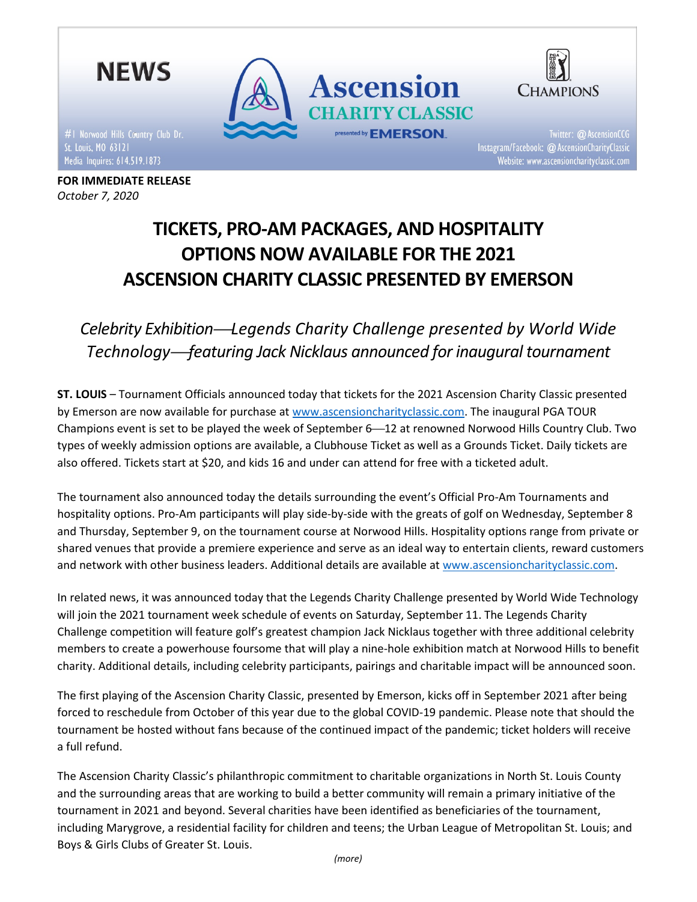NEWS

#1 Norwood Hills Country Club Dr.
St. Louis, MO 63121
Media Inquires: 614.519.1873

Ascension CHARITY CLASSIC presented by EMERSON

CHAMPIONS

Twitter: @AscensionCCG
Instagram/Facebook: @AscensionCharityClassic
Website: www.ascensioncharityclassic.com

**FOR IMMEDIATE RELEASE**
*October 7, 2020*

# TICKETS, PRO-AM PACKAGES, AND HOSPITALITY OPTIONS NOW AVAILABLE FOR THE 2021 ASCENSION CHARITY CLASSIC PRESENTED BY EMERSON

*Celebrity Exhibition—Legends Charity Challenge presented by World Wide Technology—featuring Jack Nicklaus announced for inaugural tournament*

**ST. LOUIS** – Tournament Officials announced today that tickets for the 2021 Ascension Charity Classic presented by Emerson are now available for purchase at www.ascensioncharityclassic.com. The inaugural PGA TOUR Champions event is set to be played the week of September 6—12 at renowned Norwood Hills Country Club. Two types of weekly admission options are available, a Clubhouse Ticket as well as a Grounds Ticket. Daily tickets are also offered. Tickets start at $20, and kids 16 and under can attend for free with a ticketed adult.

The tournament also announced today the details surrounding the event's Official Pro-Am Tournaments and hospitality options. Pro-Am participants will play side-by-side with the greats of golf on Wednesday, September 8 and Thursday, September 9, on the tournament course at Norwood Hills. Hospitality options range from private or shared venues that provide a premiere experience and serve as an ideal way to entertain clients, reward customers and network with other business leaders. Additional details are available at www.ascensioncharityclassic.com.

In related news, it was announced today that the Legends Charity Challenge presented by World Wide Technology will join the 2021 tournament week schedule of events on Saturday, September 11. The Legends Charity Challenge competition will feature golf's greatest champion Jack Nicklaus together with three additional celebrity members to create a powerhouse foursome that will play a nine-hole exhibition match at Norwood Hills to benefit charity. Additional details, including celebrity participants, pairings and charitable impact will be announced soon.

The first playing of the Ascension Charity Classic, presented by Emerson, kicks off in September 2021 after being forced to reschedule from October of this year due to the global COVID-19 pandemic. Please note that should the tournament be hosted without fans because of the continued impact of the pandemic; ticket holders will receive a full refund.

The Ascension Charity Classic's philanthropic commitment to charitable organizations in North St. Louis County and the surrounding areas that are working to build a better community will remain a primary initiative of the tournament in 2021 and beyond. Several charities have been identified as beneficiaries of the tournament, including Marygrove, a residential facility for children and teens; the Urban League of Metropolitan St. Louis; and Boys & Girls Clubs of Greater St. Louis.

*(more)*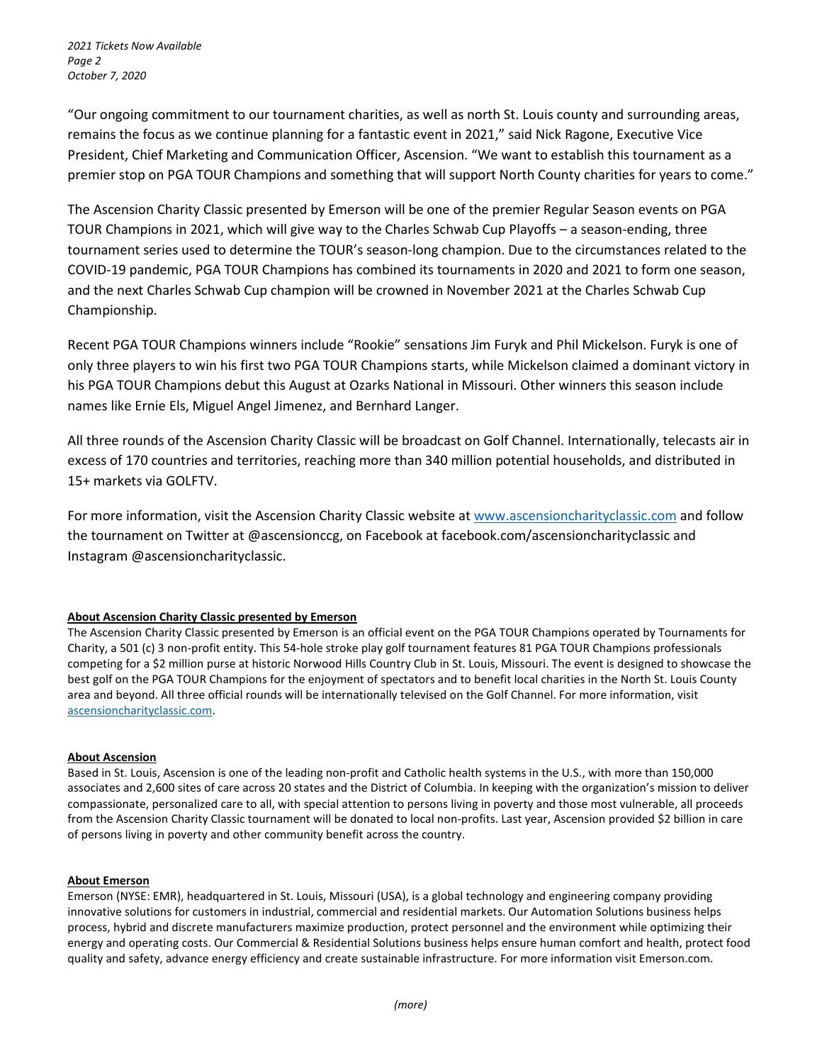"Our ongoing commitment to our tournament charities, as well as north St. Louis county and surrounding areas, remains the focus as we continue planning for a fantastic event in 2021," said Nick Ragone, Executive Vice President, Chief Marketing and Communication Officer, Ascension. "We want to establish this tournament as a premier stop on PGA TOUR Champions and something that will support North County charities for years to come."

The Ascension Charity Classic presented by Emerson will be one of the premier Regular Season events on PGA TOUR Champions in 2021, which will give way to the Charles Schwab Cup Playoffs – a season-ending, three tournament series used to determine the TOUR's season-long champion. Due to the circumstances related to the COVID-19 pandemic, PGA TOUR Champions has combined its tournaments in 2020 and 2021 to form one season, and the next Charles Schwab Cup champion will be crowned in November 2021 at the Charles Schwab Cup Championship.

Recent PGA TOUR Champions winners include "Rookie" sensations Jim Furyk and Phil Mickelson. Furyk is one of only three players to win his first two PGA TOUR Champions starts, while Mickelson claimed a dominant victory in his PGA TOUR Champions debut this August at Ozarks National in Missouri. Other winners this season include names like Ernie Els, Miguel Angel Jimenez, and Bernhard Langer.

All three rounds of the Ascension Charity Classic will be broadcast on Golf Channel. Internationally, telecasts air in excess of 170 countries and territories, reaching more than 340 million potential households, and distributed in 15+ markets via GOLFTV.

For more information, visit the Ascension Charity Classic website at www.ascensioncharityclassic.com and follow the tournament on Twitter at @ascensionccg, on Facebook at facebook.com/ascensioncharityclassic and Instagram @ascensioncharityclassic.

**About Ascension Charity Classic presented by Emerson**

The Ascension Charity Classic presented by Emerson is an official event on the PGA TOUR Champions operated by Tournaments for Charity, a 501 (c) 3 non-profit entity. This 54-hole stroke play golf tournament features 81 PGA TOUR Champions professionals competing for a $2 million purse at historic Norwood Hills Country Club in St. Louis, Missouri. The event is designed to showcase the best golf on the PGA TOUR Champions for the enjoyment of spectators and to benefit local charities in the North St. Louis County area and beyond. All three official rounds will be internationally televised on the Golf Channel. For more information, visit ascensioncharityclassic.com.

**About Ascension**

Based in St. Louis, Ascension is one of the leading non-profit and Catholic health systems in the U.S., with more than 150,000 associates and 2,600 sites of care across 20 states and the District of Columbia. In keeping with the organization's mission to deliver compassionate, personalized care to all, with special attention to persons living in poverty and those most vulnerable, all proceeds from the Ascension Charity Classic tournament will be donated to local non-profits. Last year, Ascension provided $2 billion in care of persons living in poverty and other community benefit across the country.

**About Emerson**

Emerson (NYSE: EMR), headquartered in St. Louis, Missouri (USA), is a global technology and engineering company providing innovative solutions for customers in industrial, commercial and residential markets. Our Automation Solutions business helps process, hybrid and discrete manufacturers maximize production, protect personnel and the environment while optimizing their energy and operating costs. Our Commercial & Residential Solutions business helps ensure human comfort and health, protect food quality and safety, advance energy efficiency and create sustainable infrastructure. For more information visit Emerson.com.

*(more)*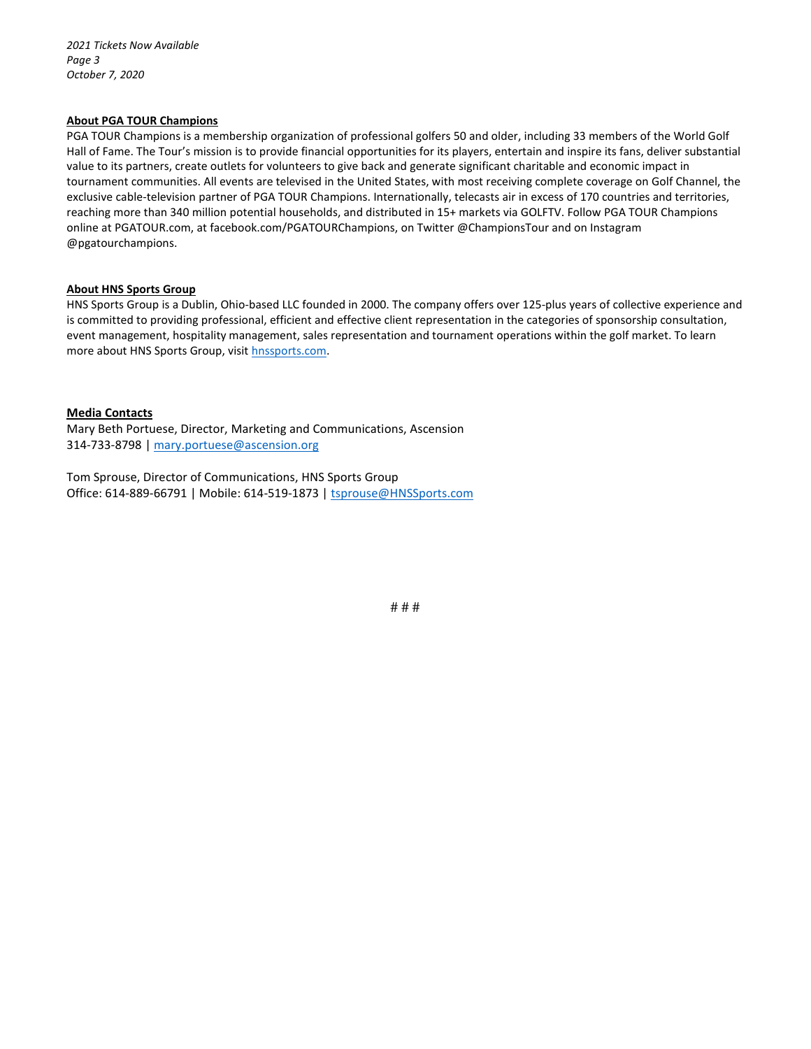**About PGA TOUR Champions**

PGA TOUR Champions is a membership organization of professional golfers 50 and older, including 33 members of the World Golf Hall of Fame. The Tour's mission is to provide financial opportunities for its players, entertain and inspire its fans, deliver substantial value to its partners, create outlets for volunteers to give back and generate significant charitable and economic impact in tournament communities. All events are televised in the United States, with most receiving complete coverage on Golf Channel, the exclusive cable-television partner of PGA TOUR Champions. Internationally, telecasts air in excess of 170 countries and territories, reaching more than 340 million potential households, and distributed in 15+ markets via GOLFTV. Follow PGA TOUR Champions online at PGATOUR.com, at facebook.com/PGATOURChampions, on Twitter @ChampionsTour and on Instagram @pgatourchampions.

**About HNS Sports Group**

HNS Sports Group is a Dublin, Ohio-based LLC founded in 2000. The company offers over 125-plus years of collective experience and is committed to providing professional, efficient and effective client representation in the categories of sponsorship consultation, event management, hospitality management, sales representation and tournament operations within the golf market. To learn more about HNS Sports Group, visit hnssports.com.

**Media Contacts**

Mary Beth Portuese, Director, Marketing and Communications, Ascension
314-733-8798 | mary.portuese@ascension.org

Tom Sprouse, Director of Communications, HNS Sports Group
Office: 614-889-66791 | Mobile: 614-519-1873 | tsprouse@HNSSports.com

# # #